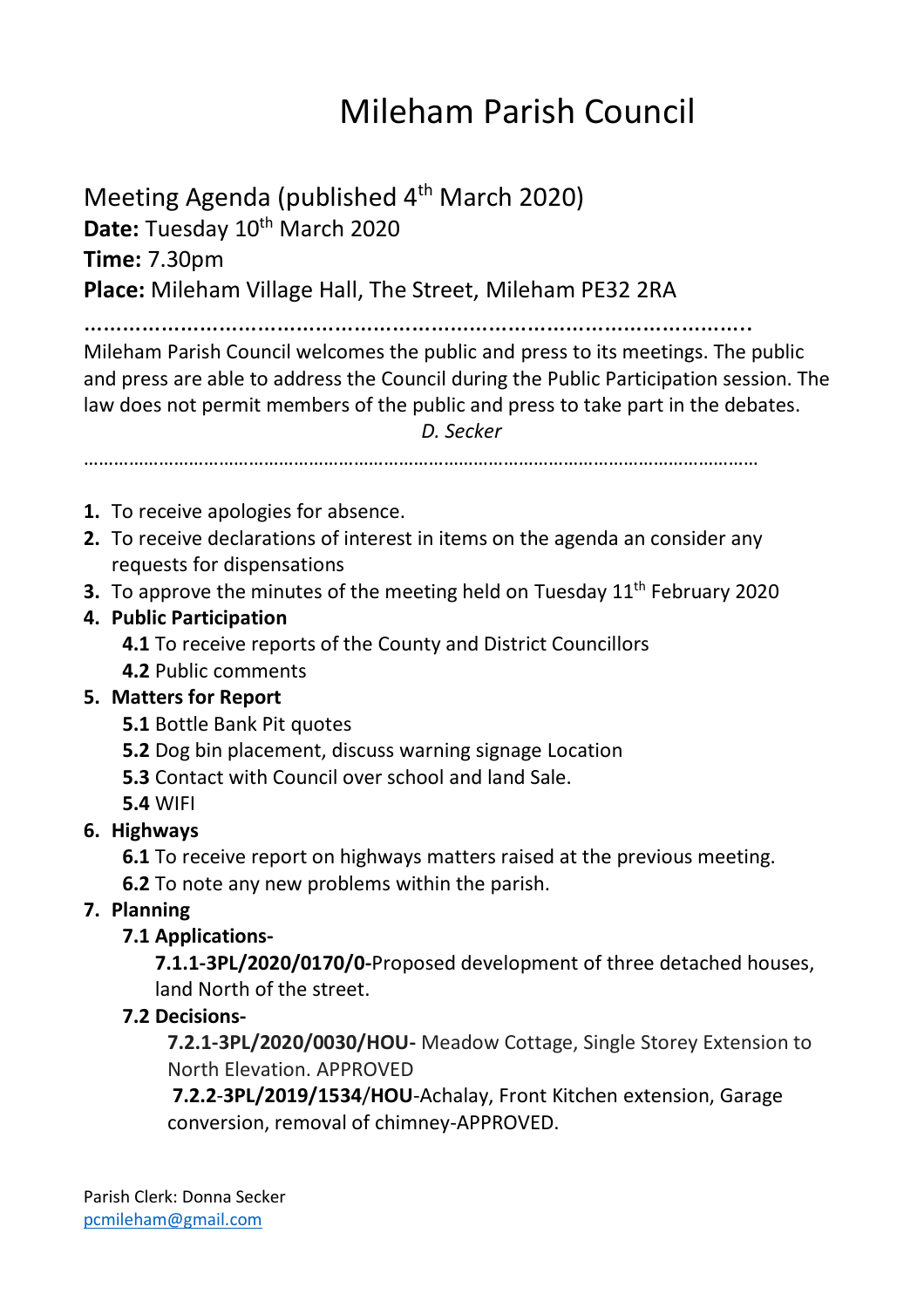# Mileham Parish Council

## Meeting Agenda (published 4th March 2020)

**Date:** Tuesday 10th March 2020

**Time:** 7.30pm

**Place:** Mileham Village Hall, The Street, Mileham PE32 2RA

…………………………………………………………………………………………..

Mileham Parish Council welcomes the public and press to its meetings. The public and press are able to address the Council during the Public Participation session. The law does not permit members of the public and press to take part in the debates.

*D. Secker*

…………………………………………………………………………………………………………………

1. To receive apologies for absence.
2. To receive declarations of interest in items on the agenda an consider any requests for dispensations
3. To approve the minutes of the meeting held on Tuesday 11th February 2020
4. **Public Participation**
   - **4.1** To receive reports of the County and District Councillors
   - **4.2** Public comments
5. **Matters for Report**
   - **5.1** Bottle Bank Pit quotes
   - **5.2** Dog bin placement, discuss warning signage Location
   - **5.3** Contact with Council over school and land Sale.
   - **5.4** WIFI
6. **Highways**
   - **6.1** To receive report on highways matters raised at the previous meeting.
   - **6.2** To note any new problems within the parish.
7. **Planning**
   - **7.1 Applications-**
     - **7.1.1-3PL/2020/0170/0-**Proposed development of three detached houses, land North of the street.
   - **7.2 Decisions-**
     - **7.2.1-3PL/2020/0030/HOU-** Meadow Cottage, Single Storey Extension to North Elevation. APPROVED
     - **7.2.2**-**3PL/2019/1534**/**HOU**-Achalay, Front Kitchen extension, Garage conversion, removal of chimney-APPROVED.

Parish Clerk: Donna Secker
pcmileham@gmail.com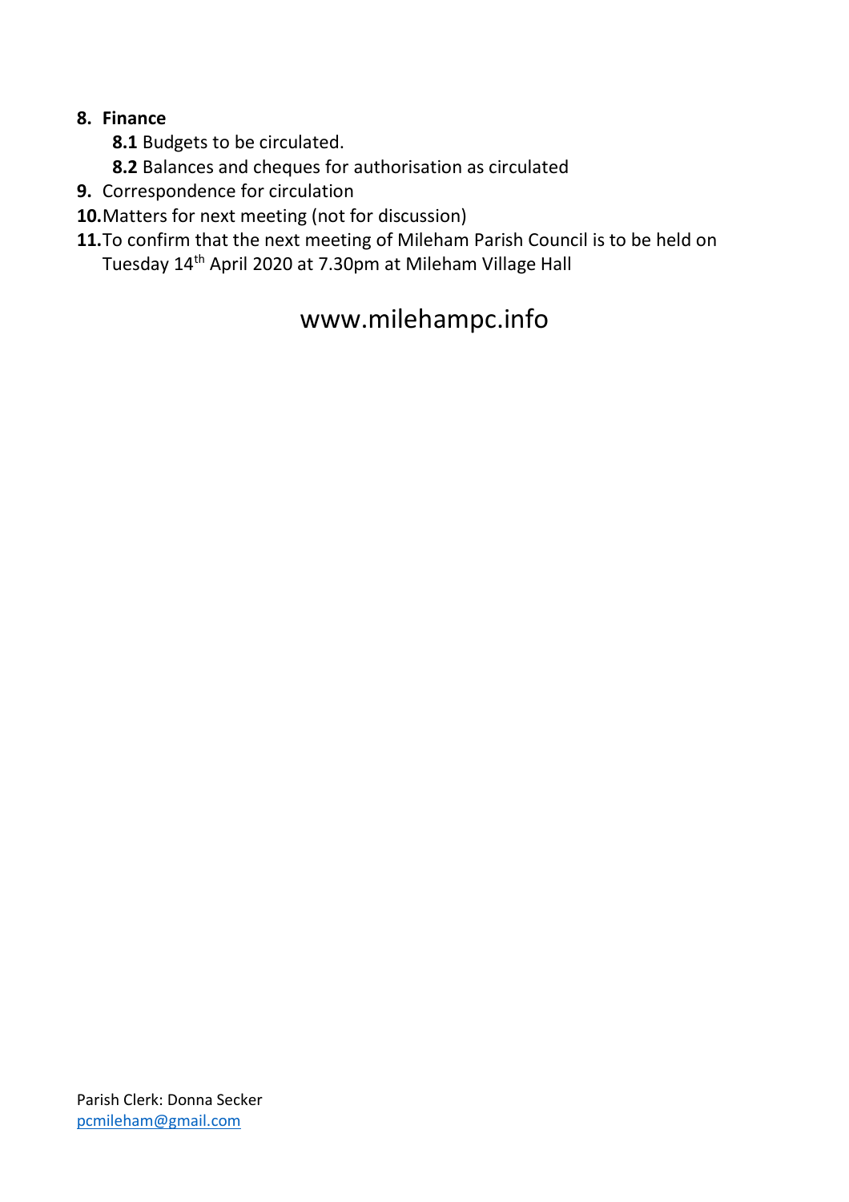8. **Finance**
    - **8.1** Budgets to be circulated.
    - **8.2** Balances and cheques for authorisation as circulated
9. Correspondence for circulation
10. Matters for next meeting (not for discussion)
11. To confirm that the next meeting of Mileham Parish Council is to be held on Tuesday 14th April 2020 at 7.30pm at Mileham Village Hall

www.milehampc.info

Parish Clerk: Donna Secker
pcmileham@gmail.com